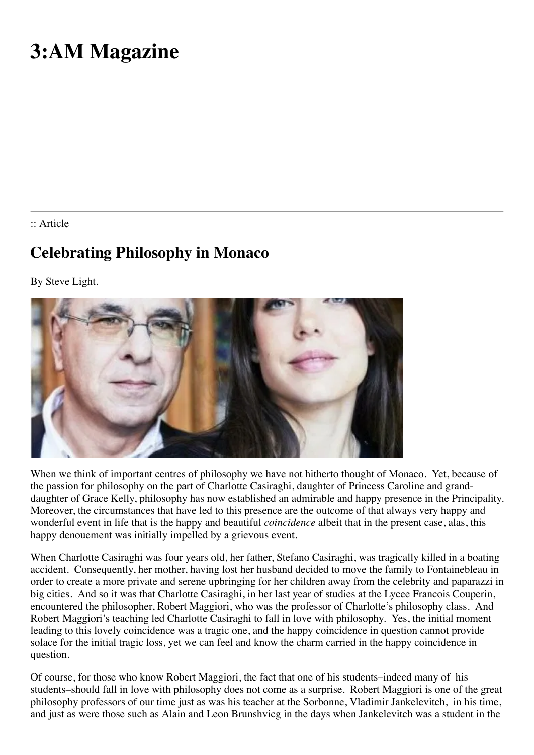# 3:AM Magazine

:: Article

## Celebrating Philosophy in Monaco

By Steve Light.

When we think of important centres of philosophy we have not hitherto thought of Monaco. Yet, because of the passion for philosophy on the part of Charlotte Casiraghi, daughter of Princess Caroline and grand-daughter of Grace Kelly, philosophy has now established an admirable and happy presence in the Principality. Moreover, the circumstances that have led to this presence are the outcome of that always very happy and wonderful event in life that is the happy and beautiful *coincidence* albeit that in the present case, alas, this happy denouement was initially impelled by a grievous event.

When Charlotte Casiraghi was four years old, her father, Stefano Casiraghi, was tragically killed in a boating accident. Consequently, her mother, having lost her husband decided to move the family to Fontainebleau in order to create a more private and serene upbringing for her children away from the celebrity and paparazzi in big cities. And so it was that Charlotte Casiraghi, in her last year of studies at the Lycee Francois Couperin, encountered the philosopher, Robert Maggiori, who was the professor of Charlotte's philosophy class. And Robert Maggiori's teaching led Charlotte Casiraghi to fall in love with philosophy. Yes, the initial moment leading to this lovely coincidence was a tragic one, and the happy coincidence in question cannot provide solace for the initial tragic loss, yet we can feel and know the charm carried in the happy coincidence in question.

Of course, for those who know Robert Maggiori, the fact that one of his students–indeed many of his students–should fall in love with philosophy does not come as a surprise. Robert Maggiori is one of the great philosophy professors of our time just as was his teacher at the Sorbonne, Vladimir Jankelevitch, in his time, and just as were those such as Alain and Leon Brunshvicg in the days when Jankelevitch was a student in the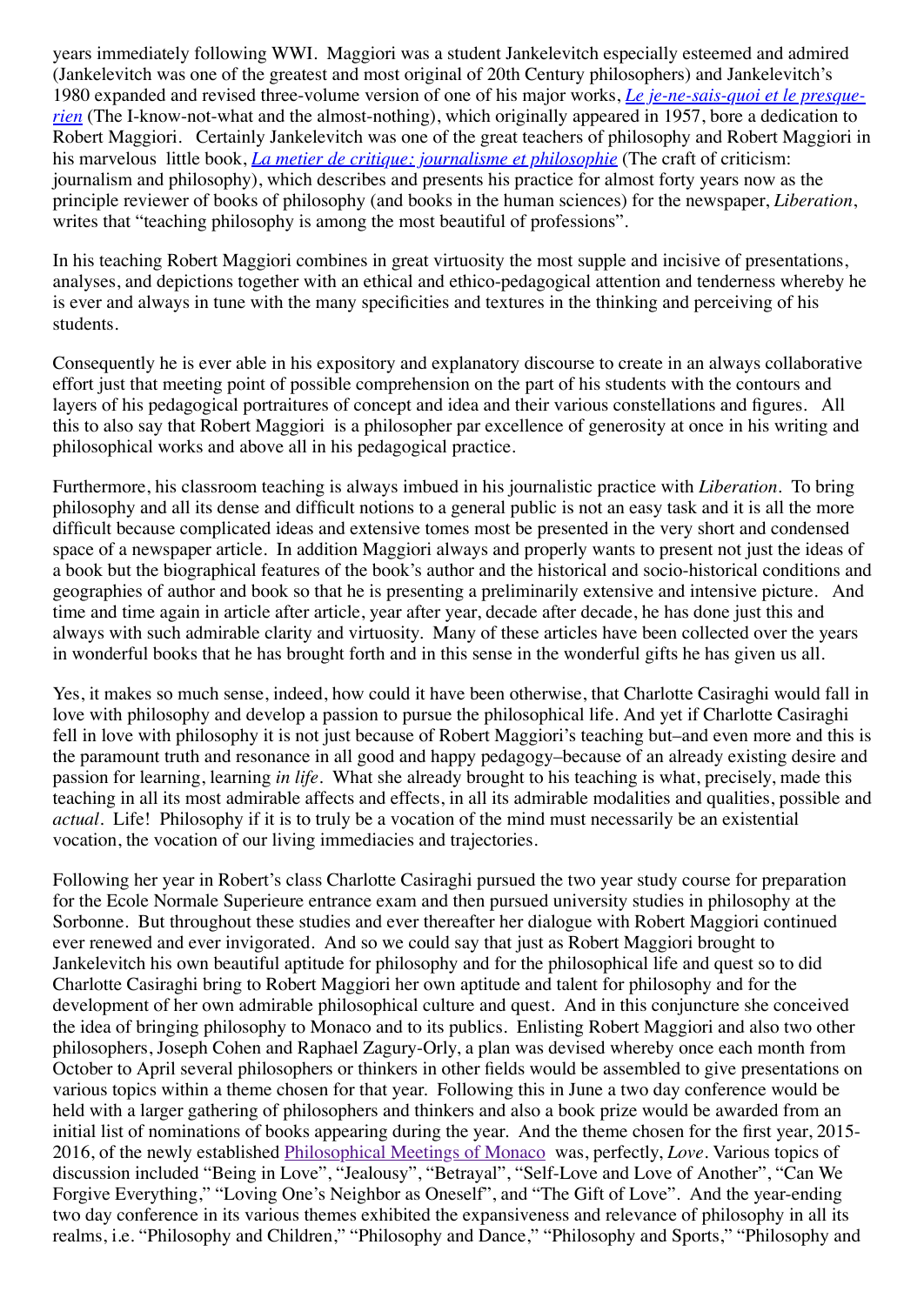years immediately following WWI. Maggiori was a student Jankelevitch especially esteemed and admired (Jankelevitch was one of the greatest and most original of 20th Century philosophers) and Jankelevitch's 1980 expanded and revised three-volume version of one of his major works, *Le je-ne-sais-quoi et le presque-rien* (The I-know-not-what and the almost-nothing), which originally appeared in 1957, bore a dedication to Robert Maggiori. Certainly Jankelevitch was one of the great teachers of philosophy and Robert Maggiori in his marvelous little book, *La metier de critique: journalisme et philosophie* (The craft of criticism: journalism and philosophy), which describes and presents his practice for almost forty years now as the principle reviewer of books of philosophy (and books in the human sciences) for the newspaper, *Liberation*, writes that "teaching philosophy is among the most beautiful of professions".

In his teaching Robert Maggiori combines in great virtuosity the most supple and incisive of presentations, analyses, and depictions together with an ethical and ethico-pedagogical attention and tenderness whereby he is ever and always in tune with the many specificities and textures in the thinking and perceiving of his students.

Consequently he is ever able in his expository and explanatory discourse to create in an always collaborative effort just that meeting point of possible comprehension on the part of his students with the contours and layers of his pedagogical portraitures of concept and idea and their various constellations and figures. All this to also say that Robert Maggiori is a philosopher par excellence of generosity at once in his writing and philosophical works and above all in his pedagogical practice.

Furthermore, his classroom teaching is always imbued in his journalistic practice with *Liberation*. To bring philosophy and all its dense and difficult notions to a general public is not an easy task and it is all the more difficult because complicated ideas and extensive tomes most be presented in the very short and condensed space of a newspaper article. In addition Maggiori always and properly wants to present not just the ideas of a book but the biographical features of the book's author and the historical and socio-historical conditions and geographies of author and book so that he is presenting a preliminarily extensive and intensive picture. And time and time again in article after article, year after year, decade after decade, he has done just this and always with such admirable clarity and virtuosity. Many of these articles have been collected over the years in wonderful books that he has brought forth and in this sense in the wonderful gifts he has given us all.

Yes, it makes so much sense, indeed, how could it have been otherwise, that Charlotte Casiraghi would fall in love with philosophy and develop a passion to pursue the philosophical life. And yet if Charlotte Casiraghi fell in love with philosophy it is not just because of Robert Maggiori's teaching but–and even more and this is the paramount truth and resonance in all good and happy pedagogy–because of an already existing desire and passion for learning, learning *in life*. What she already brought to his teaching is what, precisely, made this teaching in all its most admirable affects and effects, in all its admirable modalities and qualities, possible and *actual*. Life! Philosophy if it is to truly be a vocation of the mind must necessarily be an existential vocation, the vocation of our living immediacies and trajectories.

Following her year in Robert's class Charlotte Casiraghi pursued the two year study course for preparation for the Ecole Normale Superieure entrance exam and then pursued university studies in philosophy at the Sorbonne. But throughout these studies and ever thereafter her dialogue with Robert Maggiori continued ever renewed and ever invigorated. And so we could say that just as Robert Maggiori brought to Jankelevitch his own beautiful aptitude for philosophy and for the philosophical life and quest so to did Charlotte Casiraghi bring to Robert Maggiori her own aptitude and talent for philosophy and for the development of her own admirable philosophical culture and quest. And in this conjuncture she conceived the idea of bringing philosophy to Monaco and to its publics. Enlisting Robert Maggiori and also two other philosophers, Joseph Cohen and Raphael Zagury-Orly, a plan was devised whereby once each month from October to April several philosophers or thinkers in other fields would be assembled to give presentations on various topics within a theme chosen for that year. Following this in June a two day conference would be held with a larger gathering of philosophers and thinkers and also a book prize would be awarded from an initial list of nominations of books appearing during the year. And the theme chosen for the first year, 2015-2016, of the newly established Philosophical Meetings of Monaco was, perfectly, *Love*. Various topics of discussion included "Being in Love", "Jealousy", "Betrayal", "Self-Love and Love of Another", "Can We Forgive Everything," "Loving One's Neighbor as Oneself", and "The Gift of Love". And the year-ending two day conference in its various themes exhibited the expansiveness and relevance of philosophy in all its realms, i.e. "Philosophy and Children," "Philosophy and Dance," "Philosophy and Sports," "Philosophy and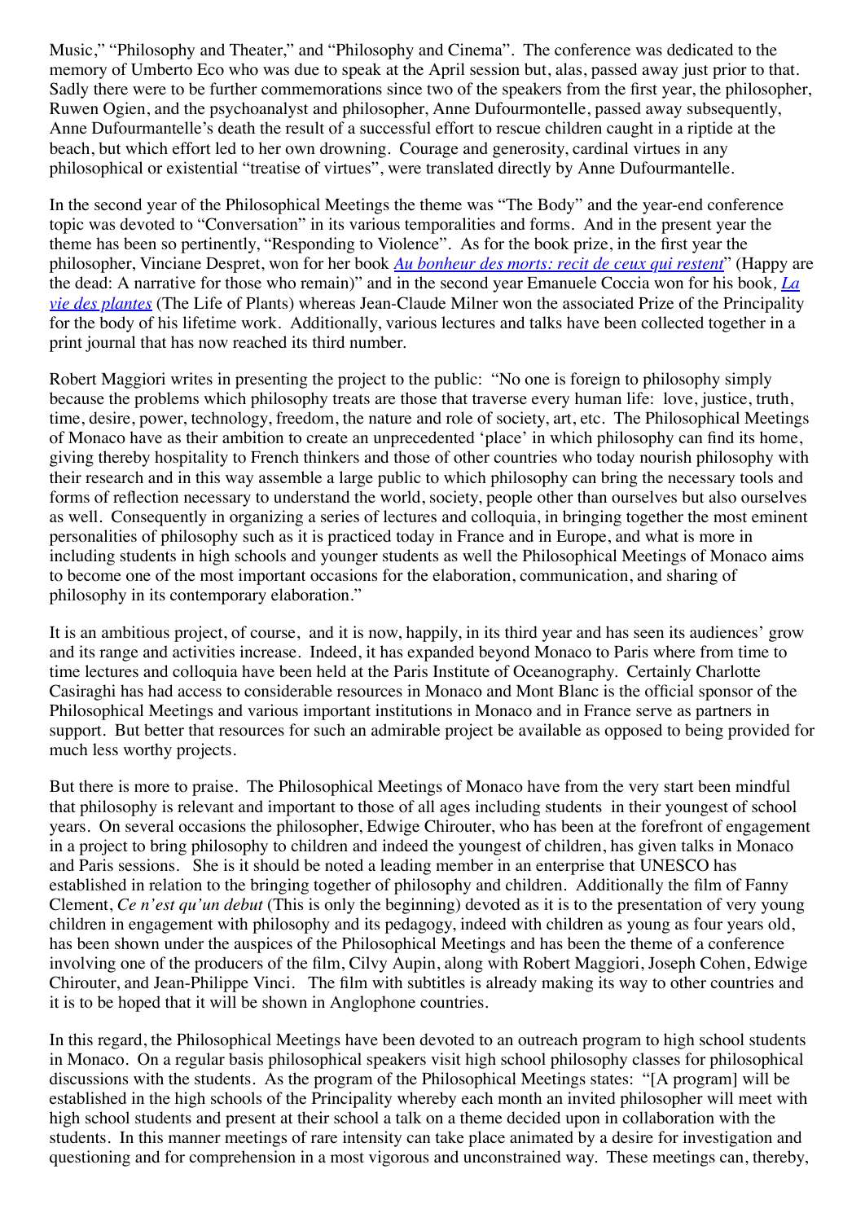Music," "Philosophy and Theater," and "Philosophy and Cinema". The conference was dedicated to the memory of Umberto Eco who was due to speak at the April session but, alas, passed away just prior to that. Sadly there were to be further commemorations since two of the speakers from the first year, the philosopher, Ruwen Ogien, and the psychoanalyst and philosopher, Anne Dufourmontelle, passed away subsequently, Anne Dufourmantelle's death the result of a successful effort to rescue children caught in a riptide at the beach, but which effort led to her own drowning. Courage and generosity, cardinal virtues in any philosophical or existential "treatise of virtues", were translated directly by Anne Dufourmantelle.

In the second year of the Philosophical Meetings the theme was "The Body" and the year-end conference topic was devoted to "Conversation" in its various temporalities and forms. And in the present year the theme has been so pertinently, "Responding to Violence". As for the book prize, in the first year the philosopher, Vinciane Despret, won for her book *Au bonheur des morts: recit de ceux qui restent*" (Happy are the dead: A narrative for those who remain)" and in the second year Emanuele Coccia won for his book, *La vie des plantes* (The Life of Plants) whereas Jean-Claude Milner won the associated Prize of the Principality for the body of his lifetime work. Additionally, various lectures and talks have been collected together in a print journal that has now reached its third number.

Robert Maggiori writes in presenting the project to the public: "No one is foreign to philosophy simply because the problems which philosophy treats are those that traverse every human life: love, justice, truth, time, desire, power, technology, freedom, the nature and role of society, art, etc. The Philosophical Meetings of Monaco have as their ambition to create an unprecedented 'place' in which philosophy can find its home, giving thereby hospitality to French thinkers and those of other countries who today nourish philosophy with their research and in this way assemble a large public to which philosophy can bring the necessary tools and forms of reflection necessary to understand the world, society, people other than ourselves but also ourselves as well. Consequently in organizing a series of lectures and colloquia, in bringing together the most eminent personalities of philosophy such as it is practiced today in France and in Europe, and what is more in including students in high schools and younger students as well the Philosophical Meetings of Monaco aims to become one of the most important occasions for the elaboration, communication, and sharing of philosophy in its contemporary elaboration."

It is an ambitious project, of course, and it is now, happily, in its third year and has seen its audiences' grow and its range and activities increase. Indeed, it has expanded beyond Monaco to Paris where from time to time lectures and colloquia have been held at the Paris Institute of Oceanography. Certainly Charlotte Casiraghi has had access to considerable resources in Monaco and Mont Blanc is the official sponsor of the Philosophical Meetings and various important institutions in Monaco and in France serve as partners in support. But better that resources for such an admirable project be available as opposed to being provided for much less worthy projects.

But there is more to praise. The Philosophical Meetings of Monaco have from the very start been mindful that philosophy is relevant and important to those of all ages including students in their youngest of school years. On several occasions the philosopher, Edwige Chirouter, who has been at the forefront of engagement in a project to bring philosophy to children and indeed the youngest of children, has given talks in Monaco and Paris sessions. She is it should be noted a leading member in an enterprise that UNESCO has established in relation to the bringing together of philosophy and children. Additionally the film of Fanny Clement, *Ce n'est qu'un debut* (This is only the beginning) devoted as it is to the presentation of very young children in engagement with philosophy and its pedagogy, indeed with children as young as four years old, has been shown under the auspices of the Philosophical Meetings and has been the theme of a conference involving one of the producers of the film, Cilvy Aupin, along with Robert Maggiori, Joseph Cohen, Edwige Chirouter, and Jean-Philippe Vinci. The film with subtitles is already making its way to other countries and it is to be hoped that it will be shown in Anglophone countries.

In this regard, the Philosophical Meetings have been devoted to an outreach program to high school students in Monaco. On a regular basis philosophical speakers visit high school philosophy classes for philosophical discussions with the students. As the program of the Philosophical Meetings states: "[A program] will be established in the high schools of the Principality whereby each month an invited philosopher will meet with high school students and present at their school a talk on a theme decided upon in collaboration with the students. In this manner meetings of rare intensity can take place animated by a desire for investigation and questioning and for comprehension in a most vigorous and unconstrained way. These meetings can, thereby,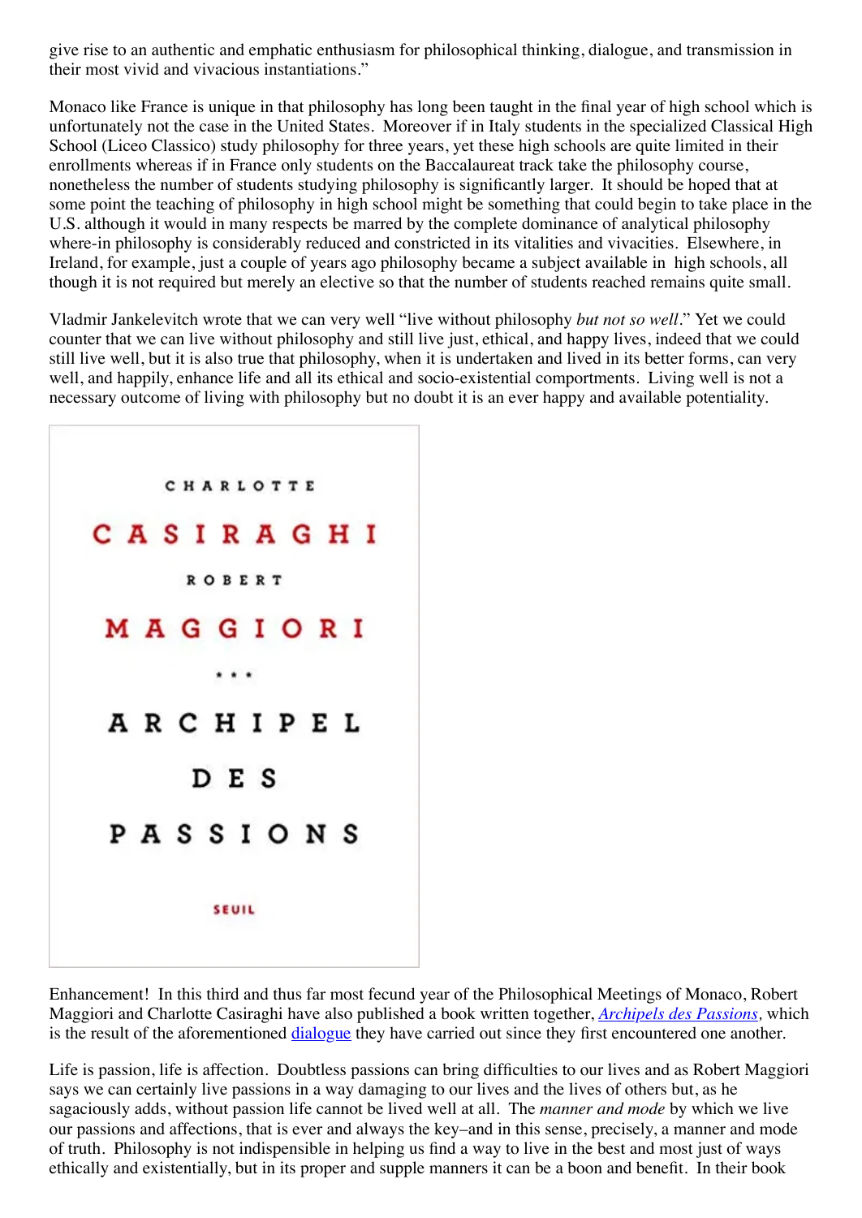give rise to an authentic and emphatic enthusiasm for philosophical thinking, dialogue, and transmission in their most vivid and vivacious instantiations."

Monaco like France is unique in that philosophy has long been taught in the final year of high school which is unfortunately not the case in the United States. Moreover if in Italy students in the specialized Classical High School (Liceo Classico) study philosophy for three years, yet these high schools are quite limited in their enrollments whereas if in France only students on the Baccalaureat track take the philosophy course, nonetheless the number of students studying philosophy is significantly larger. It should be hoped that at some point the teaching of philosophy in high school might be something that could begin to take place in the U.S. although it would in many respects be marred by the complete dominance of analytical philosophy where-in philosophy is considerably reduced and constricted in its vitalities and vivacities. Elsewhere, in Ireland, for example, just a couple of years ago philosophy became a subject available in high schools, all though it is not required but merely an elective so that the number of students reached remains quite small.

Vladmir Jankelevitch wrote that we can very well "live without philosophy *but not so well*." Yet we could counter that we can live without philosophy and still live just, ethical, and happy lives, indeed that we could still live well, but it is also true that philosophy, when it is undertaken and lived in its better forms, can very well, and happily, enhance life and all its ethical and socio-existential comportments. Living well is not a necessary outcome of living with philosophy but no doubt it is an ever happy and available potentiality.

CHARLOTTE
CASIRAGHI
ROBERT
MAGGIORI
* * *
ARCHIPEL
DES
PASSIONS
SEUIL

Enhancement! In this third and thus far most fecund year of the Philosophical Meetings of Monaco, Robert Maggiori and Charlotte Casiraghi have also published a book written together, *Archipels des Passions*, which is the result of the aforementioned dialogue they have carried out since they first encountered one another.

Life is passion, life is affection. Doubtless passions can bring difficulties to our lives and as Robert Maggiori says we can certainly live passions in a way damaging to our lives and the lives of others but, as he sagaciously adds, without passion life cannot be lived well at all. The *manner and mode* by which we live our passions and affections, that is ever and always the key–and in this sense, precisely, a manner and mode of truth. Philosophy is not indispensible in helping us find a way to live in the best and most just of ways ethically and existentially, but in its proper and supple manners it can be a boon and benefit. In their book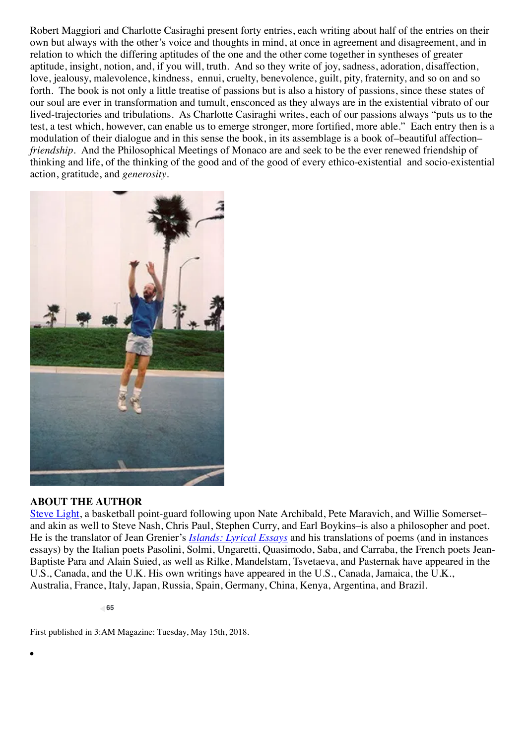Robert Maggiori and Charlotte Casiraghi present forty entries, each writing about half of the entries on their own but always with the other's voice and thoughts in mind, at once in agreement and disagreement, and in relation to which the differing aptitudes of the one and the other come together in syntheses of greater aptitude, insight, notion, and, if you will, truth. And so they write of joy, sadness, adoration, disaffection, love, jealousy, malevolence, kindness, ennui, cruelty, benevolence, guilt, pity, fraternity, and so on and so forth. The book is not only a little treatise of passions but is also a history of passions, since these states of our soul are ever in transformation and tumult, ensconced as they always are in the existential vibrato of our lived-trajectories and tribulations. As Charlotte Casiraghi writes, each of our passions always "puts us to the test, a test which, however, can enable us to emerge stronger, more fortified, more able." Each entry then is a modulation of their dialogue and in this sense the book, in its assemblage is a book of–beautiful affection–*friendship*. And the Philosophical Meetings of Monaco are and seek to be the ever renewed friendship of thinking and life, of the thinking of the good and of the good of every ethico-existential and socio-existential action, gratitude, and *generosity*.

**ABOUT THE AUTHOR**

Steve Light, a basketball point-guard following upon Nate Archibald, Pete Maravich, and Willie Somerset–and akin as well to Steve Nash, Chris Paul, Stephen Curry, and Earl Boykins–is also a philosopher and poet. He is the translator of Jean Grenier's *Islands: Lyrical Essays* and his translations of poems (and in instances essays) by the Italian poets Pasolini, Solmi, Ungaretti, Quasimodo, Saba, and Carraba, the French poets Jean-Baptiste Para and Alain Suied, as well as Rilke, Mandelstam, Tsvetaeva, and Pasternak have appeared in the U.S., Canada, and the U.K. His own writings have appeared in the U.S., Canada, Jamaica, the U.K., Australia, France, Italy, Japan, Russia, Spain, Germany, China, Kenya, Argentina, and Brazil.

65

First published in 3:AM Magazine: Tuesday, May 15th, 2018.